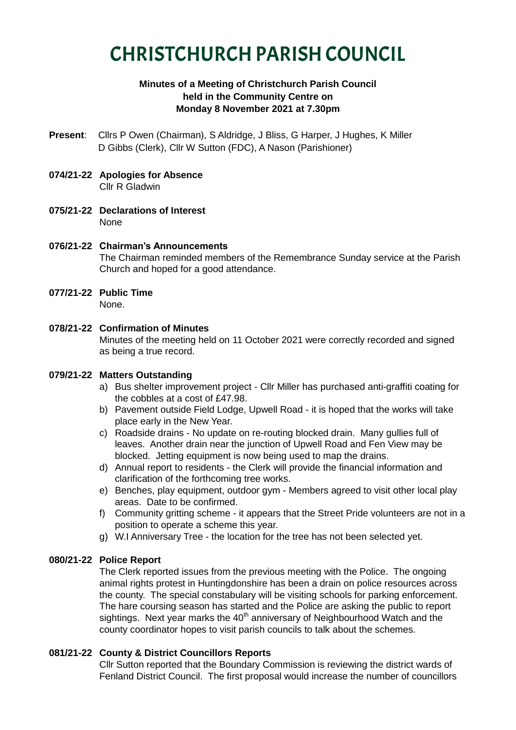# CHRISTCHURCH PARISH COUNCIL

**Minutes of a Meeting of Christchurch Parish Council held in the Community Centre on Monday 8 November 2021 at 7.30pm**

**Present**: Cllrs P Owen (Chairman), S Aldridge, J Bliss, G Harper, J Hughes, K Miller D Gibbs (Clerk), Cllr W Sutton (FDC), A Nason (Parishioner)

**074/21-22 Apologies for Absence**
Cllr R Gladwin

**075/21-22 Declarations of Interest**
None

**076/21-22 Chairman's Announcements**
The Chairman reminded members of the Remembrance Sunday service at the Parish Church and hoped for a good attendance.

**077/21-22 Public Time**
None.

**078/21-22 Confirmation of Minutes**
Minutes of the meeting held on 11 October 2021 were correctly recorded and signed as being a true record.

**079/21-22 Matters Outstanding**

a) Bus shelter improvement project - Cllr Miller has purchased anti-graffiti coating for the cobbles at a cost of £47.98.
b) Pavement outside Field Lodge, Upwell Road - it is hoped that the works will take place early in the New Year.
c) Roadside drains - No update on re-routing blocked drain. Many gullies full of leaves. Another drain near the junction of Upwell Road and Fen View may be blocked. Jetting equipment is now being used to map the drains.
d) Annual report to residents - the Clerk will provide the financial information and clarification of the forthcoming tree works.
e) Benches, play equipment, outdoor gym - Members agreed to visit other local play areas. Date to be confirmed.
f) Community gritting scheme - it appears that the Street Pride volunteers are not in a position to operate a scheme this year.
g) W.I Anniversary Tree - the location for the tree has not been selected yet.

**080/21-22 Police Report**
The Clerk reported issues from the previous meeting with the Police. The ongoing animal rights protest in Huntingdonshire has been a drain on police resources across the county. The special constabulary will be visiting schools for parking enforcement. The hare coursing season has started and the Police are asking the public to report sightings. Next year marks the 40th anniversary of Neighbourhood Watch and the county coordinator hopes to visit parish councils to talk about the schemes.

**081/21-22 County & District Councillors Reports**
Cllr Sutton reported that the Boundary Commission is reviewing the district wards of Fenland District Council. The first proposal would increase the number of councillors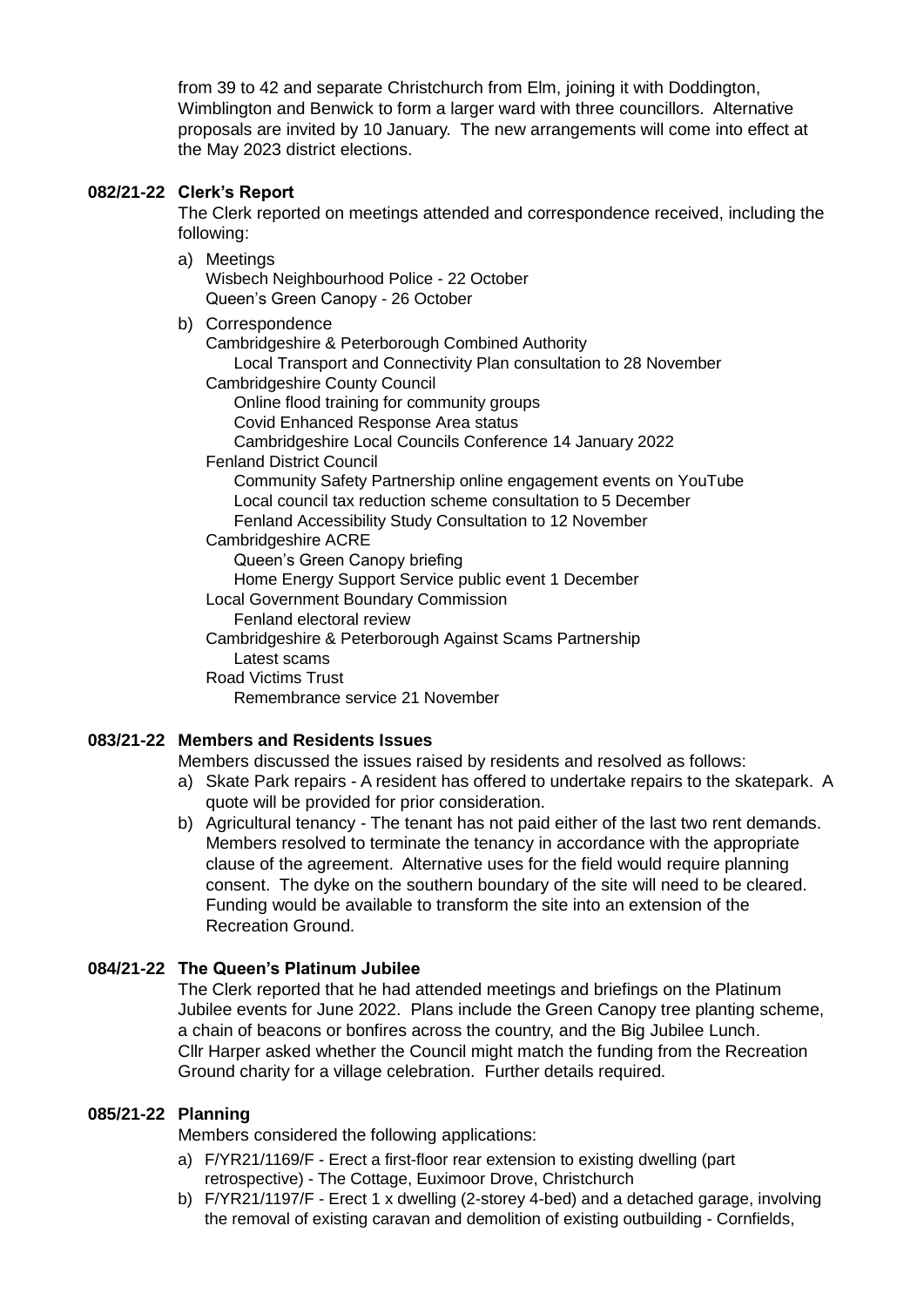from 39 to 42 and separate Christchurch from Elm, joining it with Doddington, Wimblington and Benwick to form a larger ward with three councillors. Alternative proposals are invited by 10 January. The new arrangements will come into effect at the May 2023 district elections.

**082/21-22 Clerk's Report**

The Clerk reported on meetings attended and correspondence received, including the following:

a) Meetings
   Wisbech Neighbourhood Police - 22 October
   Queen's Green Canopy - 26 October

b) Correspondence
   Cambridgeshire & Peterborough Combined Authority
      Local Transport and Connectivity Plan consultation to 28 November
   Cambridgeshire County Council
      Online flood training for community groups
      Covid Enhanced Response Area status
      Cambridgeshire Local Councils Conference 14 January 2022
   Fenland District Council
      Community Safety Partnership online engagement events on YouTube
      Local council tax reduction scheme consultation to 5 December
      Fenland Accessibility Study Consultation to 12 November
   Cambridgeshire ACRE
      Queen's Green Canopy briefing
      Home Energy Support Service public event 1 December
   Local Government Boundary Commission
      Fenland electoral review
   Cambridgeshire & Peterborough Against Scams Partnership
      Latest scams
   Road Victims Trust
      Remembrance service 21 November

**083/21-22 Members and Residents Issues**

Members discussed the issues raised by residents and resolved as follows:

a) Skate Park repairs - A resident has offered to undertake repairs to the skatepark. A quote will be provided for prior consideration.
b) Agricultural tenancy - The tenant has not paid either of the last two rent demands. Members resolved to terminate the tenancy in accordance with the appropriate clause of the agreement. Alternative uses for the field would require planning consent. The dyke on the southern boundary of the site will need to be cleared. Funding would be available to transform the site into an extension of the Recreation Ground.

**084/21-22 The Queen's Platinum Jubilee**

The Clerk reported that he had attended meetings and briefings on the Platinum Jubilee events for June 2022. Plans include the Green Canopy tree planting scheme, a chain of beacons or bonfires across the country, and the Big Jubilee Lunch.
Cllr Harper asked whether the Council might match the funding from the Recreation Ground charity for a village celebration. Further details required.

**085/21-22 Planning**

Members considered the following applications:

a) F/YR21/1169/F - Erect a first-floor rear extension to existing dwelling (part retrospective) - The Cottage, Euximoor Drove, Christchurch
b) F/YR21/1197/F - Erect 1 x dwelling (2-storey 4-bed) and a detached garage, involving the removal of existing caravan and demolition of existing outbuilding - Cornfields,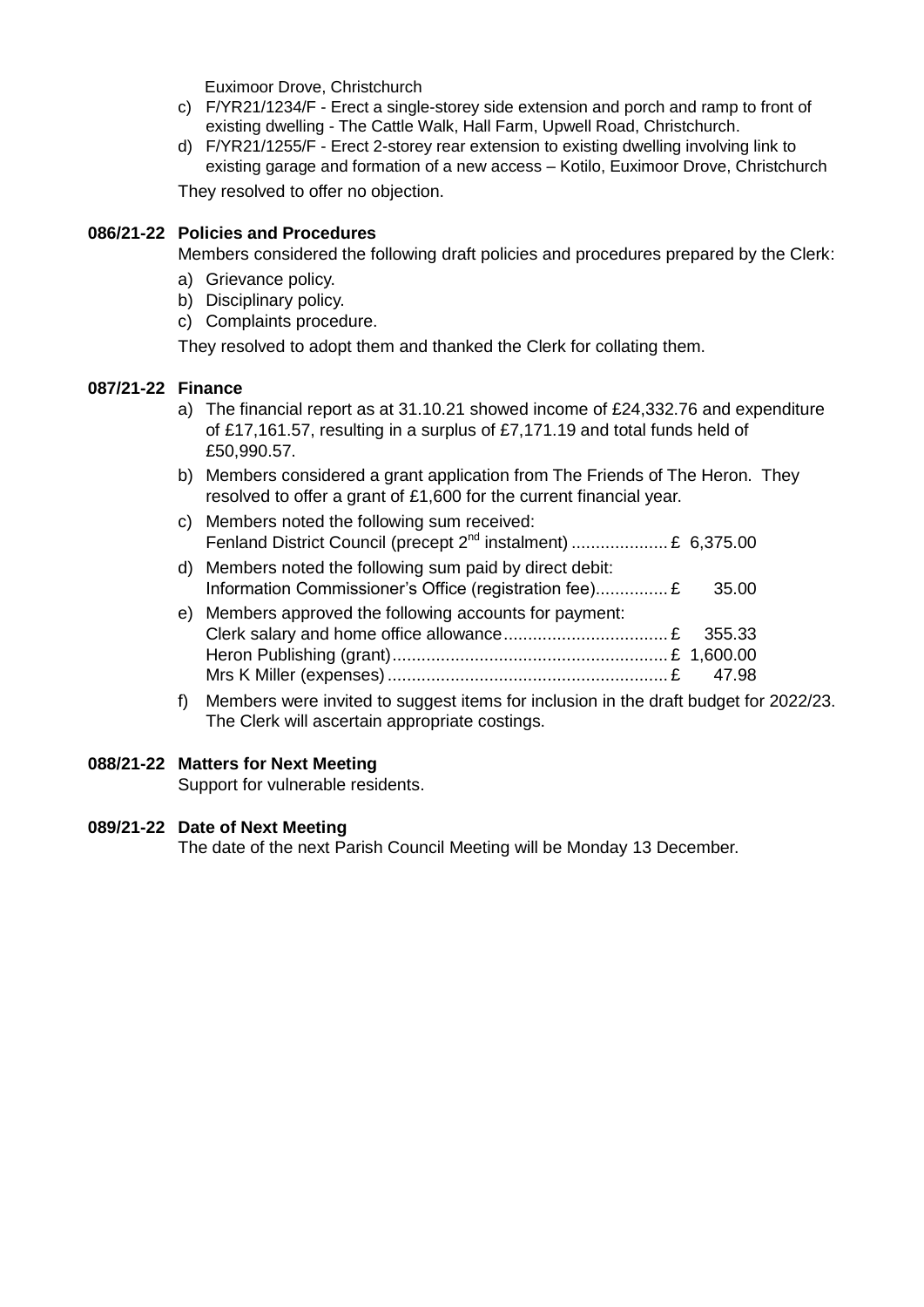Euximoor Drove, Christchurch

c) F/YR21/1234/F - Erect a single-storey side extension and porch and ramp to front of existing dwelling - The Cattle Walk, Hall Farm, Upwell Road, Christchurch.
d) F/YR21/1255/F - Erect 2-storey rear extension to existing dwelling involving link to existing garage and formation of a new access – Kotilo, Euximoor Drove, Christchurch

They resolved to offer no objection.

**086/21-22 Policies and Procedures**

Members considered the following draft policies and procedures prepared by the Clerk:

a) Grievance policy.
b) Disciplinary policy.
c) Complaints procedure.

They resolved to adopt them and thanked the Clerk for collating them.

**087/21-22 Finance**

a) The financial report as at 31.10.21 showed income of £24,332.76 and expenditure of £17,161.57, resulting in a surplus of £7,171.19 and total funds held of £50,990.57.
b) Members considered a grant application from The Friends of The Heron. They resolved to offer a grant of £1,600 for the current financial year.
c) Members noted the following sum received:
   Fenland District Council (precept 2nd instalment) .................... £ 6,375.00
d) Members noted the following sum paid by direct debit:
   Information Commissioner's Office (registration fee)............... £ 35.00
e) Members approved the following accounts for payment:
   Clerk salary and home office allowance.................................. £ 355.33
   Heron Publishing (grant)......................................................... £ 1,600.00
   Mrs K Miller (expenses).......................................................... £ 47.98
f) Members were invited to suggest items for inclusion in the draft budget for 2022/23. The Clerk will ascertain appropriate costings.

**088/21-22 Matters for Next Meeting**

Support for vulnerable residents.

**089/21-22 Date of Next Meeting**

The date of the next Parish Council Meeting will be Monday 13 December.